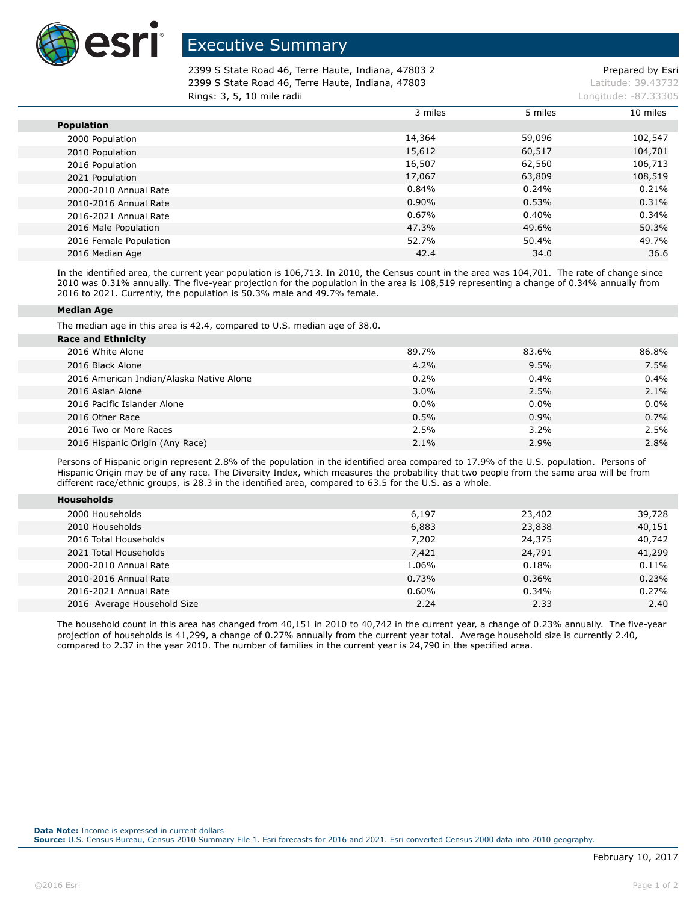# Executive Summary

2399 S State Road 46, Terre Haute, Indiana, 47803 2
2399 S State Road 46, Terre Haute, Indiana, 47803
Rings: 3, 5, 10 mile radii

Prepared by Esri
Latitude: 39.43732
Longitude: -87.33305

| | 3 miles | 5 miles | 10 miles |
|---|---|---|---|
| **Population** | | | |
| 2000 Population | 14,364 | 59,096 | 102,547 |
| 2010 Population | 15,612 | 60,517 | 104,701 |
| 2016 Population | 16,507 | 62,560 | 106,713 |
| 2021 Population | 17,067 | 63,809 | 108,519 |
| 2000-2010 Annual Rate | 0.84% | 0.24% | 0.21% |
| 2010-2016 Annual Rate | 0.90% | 0.53% | 0.31% |
| 2016-2021 Annual Rate | 0.67% | 0.40% | 0.34% |
| 2016 Male Population | 47.3% | 49.6% | 50.3% |
| 2016 Female Population | 52.7% | 50.4% | 49.7% |
| 2016 Median Age | 42.4 | 34.0 | 36.6 |

In the identified area, the current year population is 106,713. In 2010, the Census count in the area was 104,701. The rate of change since 2010 was 0.31% annually. The five-year projection for the population in the area is 108,519 representing a change of 0.34% annually from 2016 to 2021. Currently, the population is 50.3% male and 49.7% female.

**Median Age**

The median age in this area is 42.4, compared to U.S. median age of 38.0.

| | 3 miles | 5 miles | 10 miles |
|---|---|---|---|
| **Race and Ethnicity** | | | |
| 2016 White Alone | 89.7% | 83.6% | 86.8% |
| 2016 Black Alone | 4.2% | 9.5% | 7.5% |
| 2016 American Indian/Alaska Native Alone | 0.2% | 0.4% | 0.4% |
| 2016 Asian Alone | 3.0% | 2.5% | 2.1% |
| 2016 Pacific Islander Alone | 0.0% | 0.0% | 0.0% |
| 2016 Other Race | 0.5% | 0.9% | 0.7% |
| 2016 Two or More Races | 2.5% | 3.2% | 2.5% |
| 2016 Hispanic Origin (Any Race) | 2.1% | 2.9% | 2.8% |

Persons of Hispanic origin represent 2.8% of the population in the identified area compared to 17.9% of the U.S. population. Persons of Hispanic Origin may be of any race. The Diversity Index, which measures the probability that two people from the same area will be from different race/ethnic groups, is 28.3 in the identified area, compared to 63.5 for the U.S. as a whole.

| | 3 miles | 5 miles | 10 miles |
|---|---|---|---|
| **Households** | | | |
| 2000 Households | 6,197 | 23,402 | 39,728 |
| 2010 Households | 6,883 | 23,838 | 40,151 |
| 2016 Total Households | 7,202 | 24,375 | 40,742 |
| 2021 Total Households | 7,421 | 24,791 | 41,299 |
| 2000-2010 Annual Rate | 1.06% | 0.18% | 0.11% |
| 2010-2016 Annual Rate | 0.73% | 0.36% | 0.23% |
| 2016-2021 Annual Rate | 0.60% | 0.34% | 0.27% |
| 2016 Average Household Size | 2.24 | 2.33 | 2.40 |

The household count in this area has changed from 40,151 in 2010 to 40,742 in the current year, a change of 0.23% annually. The five-year projection of households is 41,299, a change of 0.27% annually from the current year total. Average household size is currently 2.40, compared to 2.37 in the year 2010. The number of families in the current year is 24,790 in the specified area.

**Data Note:** Income is expressed in current dollars
**Source:** U.S. Census Bureau, Census 2010 Summary File 1. Esri forecasts for 2016 and 2021. Esri converted Census 2000 data into 2010 geography.

February 10, 2017

©2016 Esri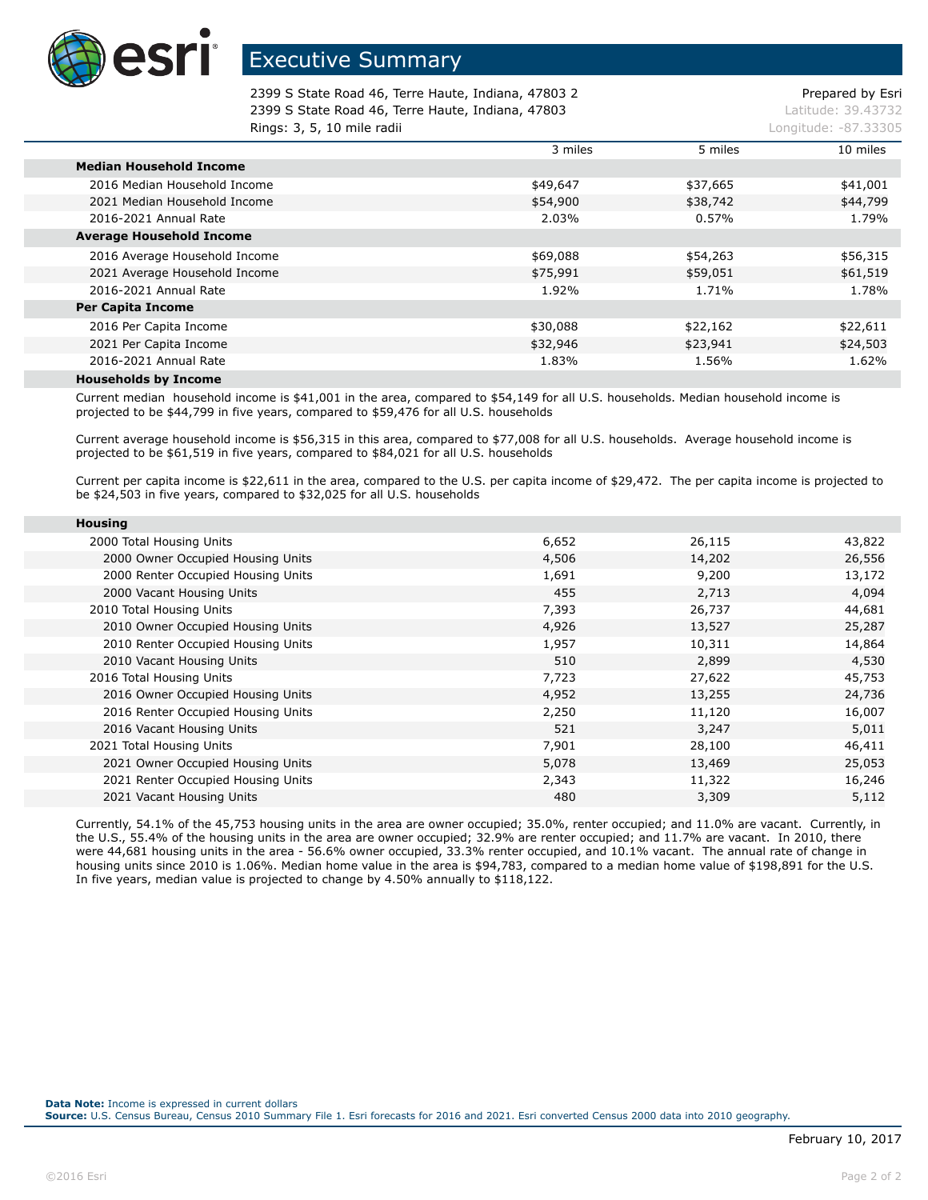# Executive Summary

2399 S State Road 46, Terre Haute, Indiana, 47803 2
2399 S State Road 46, Terre Haute, Indiana, 47803
Rings: 3, 5, 10 mile radii

Prepared by Esri
Latitude: 39.43732
Longitude: -87.33305

| | 3 miles | 5 miles | 10 miles |
|---|---|---|---|
| **Median Household Income** | | | |
| 2016 Median Household Income | $49,647 | $37,665 | $41,001 |
| 2021 Median Household Income | $54,900 | $38,742 | $44,799 |
| 2016-2021 Annual Rate | 2.03% | 0.57% | 1.79% |
| **Average Household Income** | | | |
| 2016 Average Household Income | $69,088 | $54,263 | $56,315 |
| 2021 Average Household Income | $75,991 | $59,051 | $61,519 |
| 2016-2021 Annual Rate | 1.92% | 1.71% | 1.78% |
| **Per Capita Income** | | | |
| 2016 Per Capita Income | $30,088 | $22,162 | $22,611 |
| 2021 Per Capita Income | $32,946 | $23,941 | $24,503 |
| 2016-2021 Annual Rate | 1.83% | 1.56% | 1.62% |

**Households by Income**

Current median household income is $41,001 in the area, compared to $54,149 for all U.S. households. Median household income is projected to be $44,799 in five years, compared to $59,476 for all U.S. households

Current average household income is $56,315 in this area, compared to $77,008 for all U.S. households. Average household income is projected to be $61,519 in five years, compared to $84,021 for all U.S. households

Current per capita income is $22,611 in the area, compared to the U.S. per capita income of $29,472. The per capita income is projected to be $24,503 in five years, compared to $32,025 for all U.S. households

| | 3 miles | 5 miles | 10 miles |
|---|---|---|---|
| **Housing** | | | |
| 2000 Total Housing Units | 6,652 | 26,115 | 43,822 |
| 2000 Owner Occupied Housing Units | 4,506 | 14,202 | 26,556 |
| 2000 Renter Occupied Housing Units | 1,691 | 9,200 | 13,172 |
| 2000 Vacant Housing Units | 455 | 2,713 | 4,094 |
| 2010 Total Housing Units | 7,393 | 26,737 | 44,681 |
| 2010 Owner Occupied Housing Units | 4,926 | 13,527 | 25,287 |
| 2010 Renter Occupied Housing Units | 1,957 | 10,311 | 14,864 |
| 2010 Vacant Housing Units | 510 | 2,899 | 4,530 |
| 2016 Total Housing Units | 7,723 | 27,622 | 45,753 |
| 2016 Owner Occupied Housing Units | 4,952 | 13,255 | 24,736 |
| 2016 Renter Occupied Housing Units | 2,250 | 11,120 | 16,007 |
| 2016 Vacant Housing Units | 521 | 3,247 | 5,011 |
| 2021 Total Housing Units | 7,901 | 28,100 | 46,411 |
| 2021 Owner Occupied Housing Units | 5,078 | 13,469 | 25,053 |
| 2021 Renter Occupied Housing Units | 2,343 | 11,322 | 16,246 |
| 2021 Vacant Housing Units | 480 | 3,309 | 5,112 |

Currently, 54.1% of the 45,753 housing units in the area are owner occupied; 35.0%, renter occupied; and 11.0% are vacant. Currently, in the U.S., 55.4% of the housing units in the area are owner occupied; 32.9% are renter occupied; and 11.7% are vacant. In 2010, there were 44,681 housing units in the area - 56.6% owner occupied, 33.3% renter occupied, and 10.1% vacant. The annual rate of change in housing units since 2010 is 1.06%. Median home value in the area is $94,783, compared to a median home value of $198,891 for the U.S. In five years, median value is projected to change by 4.50% annually to $118,122.

**Data Note:** Income is expressed in current dollars
**Source:** U.S. Census Bureau, Census 2010 Summary File 1. Esri forecasts for 2016 and 2021. Esri converted Census 2000 data into 2010 geography.

February 10, 2017

©2016 Esri